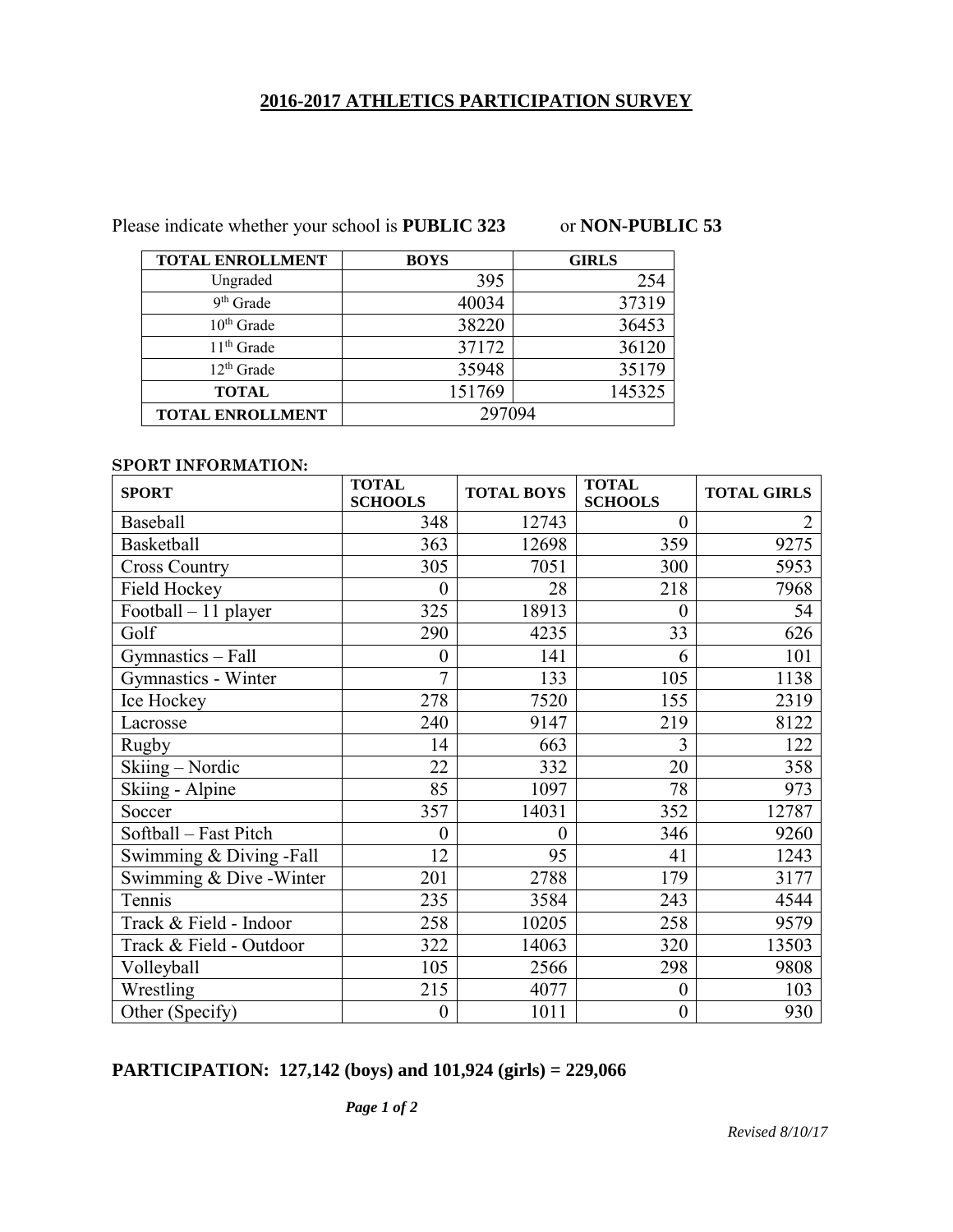## 2016-2017 ATHLETICS PARTICIPATION SURVEY

Please indicate whether your school is **PUBLIC 323** or **NON-PUBLIC 53**

| TOTAL ENROLLMENT | BOYS | GIRLS |
|---|---|---|
| Ungraded | 395 | 254 |
| 9th Grade | 40034 | 37319 |
| 10th Grade | 38220 | 36453 |
| 11th Grade | 37172 | 36120 |
| 12th Grade | 35948 | 35179 |
| **TOTAL** | 151769 | 145325 |
| **TOTAL ENROLLMENT** | 297094 | |

**SPORT INFORMATION:**

| SPORT | TOTAL SCHOOLS | TOTAL BOYS | TOTAL SCHOOLS | TOTAL GIRLS |
|---|---|---|---|---|
| Baseball | 348 | 12743 | 0 | 2 |
| Basketball | 363 | 12698 | 359 | 9275 |
| Cross Country | 305 | 7051 | 300 | 5953 |
| Field Hockey | 0 | 28 | 218 | 7968 |
| Football – 11 player | 325 | 18913 | 0 | 54 |
| Golf | 290 | 4235 | 33 | 626 |
| Gymnastics – Fall | 0 | 141 | 6 | 101 |
| Gymnastics - Winter | 7 | 133 | 105 | 1138 |
| Ice Hockey | 278 | 7520 | 155 | 2319 |
| Lacrosse | 240 | 9147 | 219 | 8122 |
| Rugby | 14 | 663 | 3 | 122 |
| Skiing – Nordic | 22 | 332 | 20 | 358 |
| Skiing - Alpine | 85 | 1097 | 78 | 973 |
| Soccer | 357 | 14031 | 352 | 12787 |
| Softball – Fast Pitch | 0 | 0 | 346 | 9260 |
| Swimming & Diving -Fall | 12 | 95 | 41 | 1243 |
| Swimming & Dive -Winter | 201 | 2788 | 179 | 3177 |
| Tennis | 235 | 3584 | 243 | 4544 |
| Track & Field - Indoor | 258 | 10205 | 258 | 9579 |
| Track & Field - Outdoor | 322 | 14063 | 320 | 13503 |
| Volleyball | 105 | 2566 | 298 | 9808 |
| Wrestling | 215 | 4077 | 0 | 103 |
| Other (Specify) | 0 | 1011 | 0 | 930 |

**PARTICIPATION: 127,142 (boys) and 101,924 (girls) = 229,066**

*Revised 8/10/17*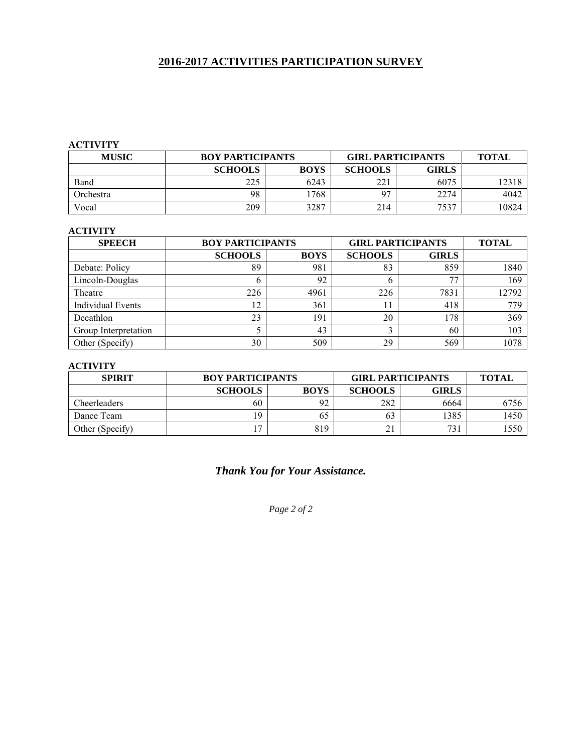# 2016-2017 ACTIVITIES PARTICIPATION SURVEY

**ACTIVITY**

| MUSIC | BOY PARTICIPANTS | | GIRL PARTICIPANTS | | TOTAL |
|---|---|---|---|---|---|
| | SCHOOLS | BOYS | SCHOOLS | GIRLS | |
| Band | 225 | 6243 | 221 | 6075 | 12318 |
| Orchestra | 98 | 1768 | 97 | 2274 | 4042 |
| Vocal | 209 | 3287 | 214 | 7537 | 10824 |

**ACTIVITY**

| SPEECH | BOY PARTICIPANTS | | GIRL PARTICIPANTS | | TOTAL |
|---|---|---|---|---|---|
| | SCHOOLS | BOYS | SCHOOLS | GIRLS | |
| Debate: Policy | 89 | 981 | 83 | 859 | 1840 |
| Lincoln-Douglas | 6 | 92 | 6 | 77 | 169 |
| Theatre | 226 | 4961 | 226 | 7831 | 12792 |
| Individual Events | 12 | 361 | 11 | 418 | 779 |
| Decathlon | 23 | 191 | 20 | 178 | 369 |
| Group Interpretation | 5 | 43 | 3 | 60 | 103 |
| Other (Specify) | 30 | 509 | 29 | 569 | 1078 |

**ACTIVITY**

| SPIRIT | BOY PARTICIPANTS | | GIRL PARTICIPANTS | | TOTAL |
|---|---|---|---|---|---|
| | SCHOOLS | BOYS | SCHOOLS | GIRLS | |
| Cheerleaders | 60 | 92 | 282 | 6664 | 6756 |
| Dance Team | 19 | 65 | 63 | 1385 | 1450 |
| Other (Specify) | 17 | 819 | 21 | 731 | 1550 |

***Thank You for Your Assistance.***